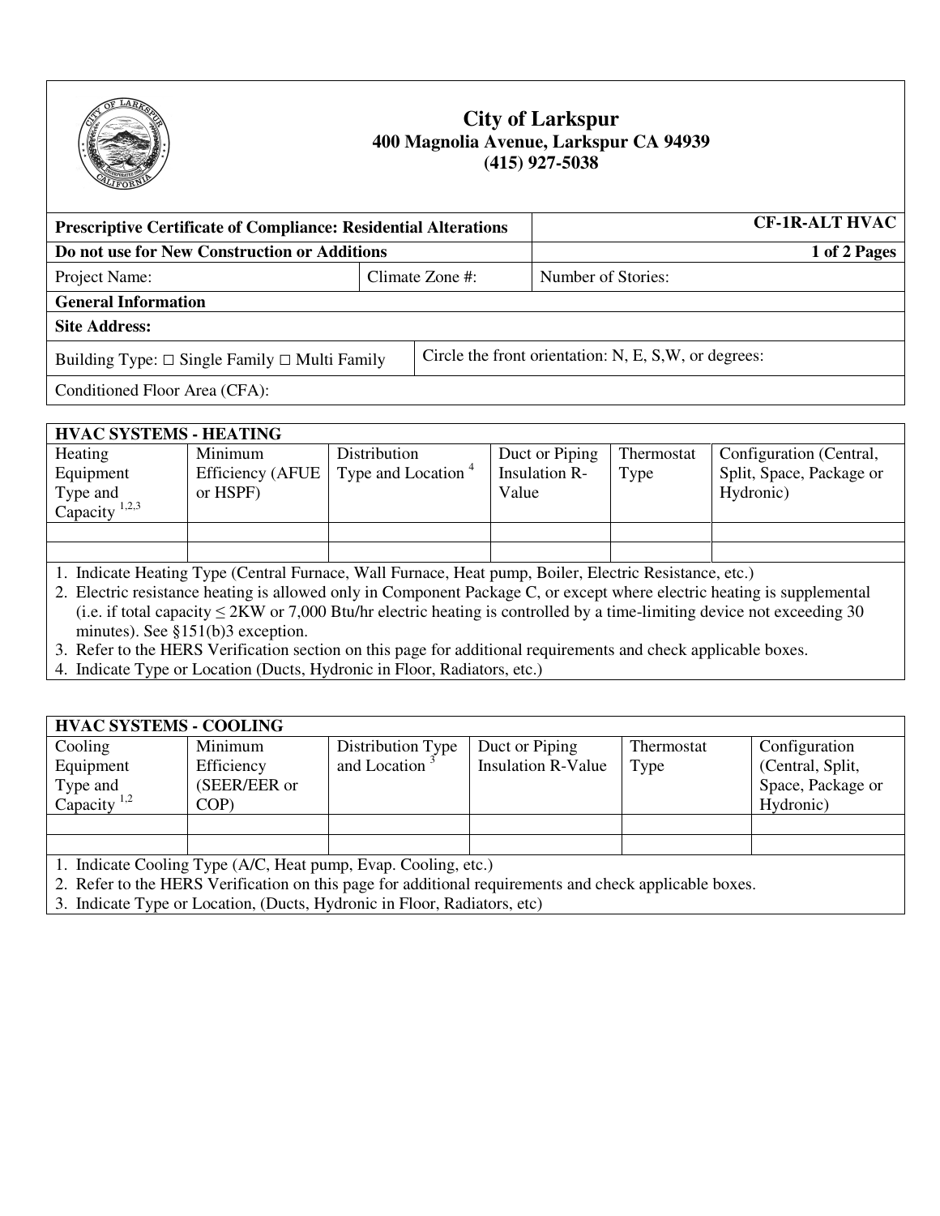# City of Larkspur

**400 Magnolia Avenue, Larkspur CA 94939**
**(415) 927-5038**

| **Prescriptive Certificate of Compliance: Residential Alterations** | | **CF-1R-ALT HVAC** |
|---|---|---|
| **Do not use for New Construction or Additions** | | |
| Project Name: | Climate Zone #: | Number of Stories: |
| **General Information** | | |
| **Site Address:** | | |
| Building Type: ☐ Single Family ☐ Multi Family | Circle the front orientation: N, E, S,W, or degrees: | |
| Conditioned Floor Area (CFA): | | |

**HVAC SYSTEMS - HEATING**

| Heating Equipment Type and Capacity [1,2,3] | Minimum Efficiency (AFUE or HSPF) | Distribution Type and Location [4] | Duct or Piping Insulation R-Value | Thermostat Type | Configuration (Central, Split, Space, Package or Hydronic) |
|---|---|---|---|---|---|
| | | | | | |
| | | | | | |

1. Indicate Heating Type (Central Furnace, Wall Furnace, Heat pump, Boiler, Electric Resistance, etc.)
2. Electric resistance heating is allowed only in Component Package C, or except where electric heating is supplemental (i.e. if total capacity ≤ 2KW or 7,000 Btu/hr electric heating is controlled by a time-limiting device not exceeding 30 minutes). See §151(b)3 exception.
3. Refer to the HERS Verification section on this page for additional requirements and check applicable boxes.
4. Indicate Type or Location (Ducts, Hydronic in Floor, Radiators, etc.)

**HVAC SYSTEMS - COOLING**

| Cooling Equipment Type and Capacity [1,2] | Minimum Efficiency (SEER/EER or COP) | Distribution Type and Location [3] | Duct or Piping Insulation R-Value | Thermostat Type | Configuration (Central, Split, Space, Package or Hydronic) |
|---|---|---|---|---|---|
| | | | | | |
| | | | | | |

1. Indicate Cooling Type (A/C, Heat pump, Evap. Cooling, etc.)
2. Refer to the HERS Verification on this page for additional requirements and check applicable boxes.
3. Indicate Type or Location, (Ducts, Hydronic in Floor, Radiators, etc)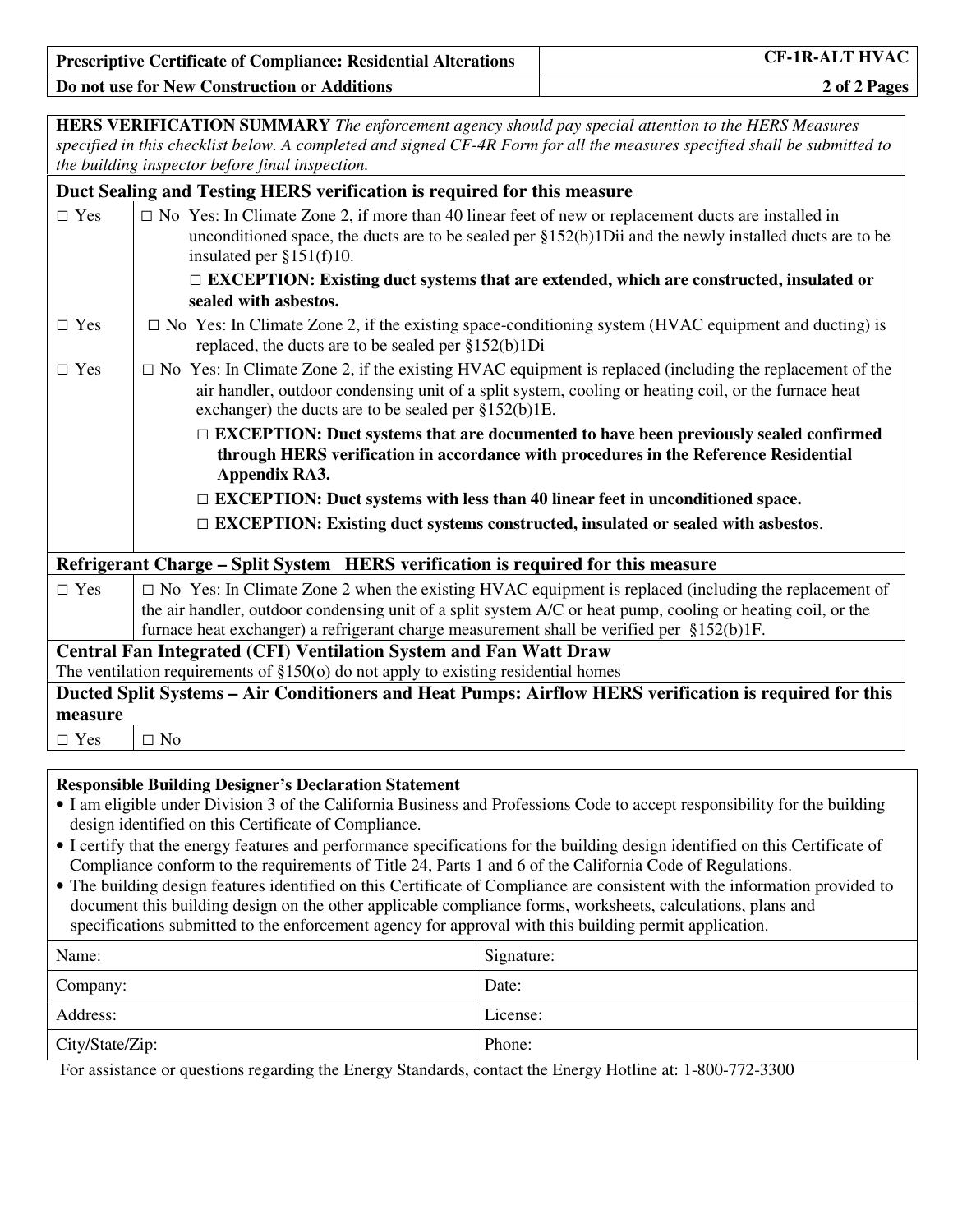**HERS VERIFICATION SUMMARY** *The enforcement agency should pay special attention to the HERS Measures specified in this checklist below. A completed and signed CF-4R Form for all the measures specified shall be submitted to the building inspector before final inspection.*

### Duct Sealing and Testing HERS verification is required for this measure

| | |
|---|---|
| □ Yes | □ No Yes: In Climate Zone 2, if more than 40 linear feet of new or replacement ducts are installed in unconditioned space, the ducts are to be sealed per §152(b)1Dii and the newly installed ducts are to be insulated per §151(f)10.<br>□ **EXCEPTION: Existing duct systems that are extended, which are constructed, insulated or sealed with asbestos.** |
| □ Yes | □ No Yes: In Climate Zone 2, if the existing space-conditioning system (HVAC equipment and ducting) is replaced, the ducts are to be sealed per §152(b)1Di |
| □ Yes | □ No Yes: In Climate Zone 2, if the existing HVAC equipment is replaced (including the replacement of the air handler, outdoor condensing unit of a split system, cooling or heating coil, or the furnace heat exchanger) the ducts are to be sealed per §152(b)1E.<br>□ **EXCEPTION: Duct systems that are documented to have been previously sealed confirmed through HERS verification in accordance with procedures in the Reference Residential Appendix RA3.**<br>□ **EXCEPTION: Duct systems with less than 40 linear feet in unconditioned space.**<br>□ **EXCEPTION: Existing duct systems constructed, insulated or sealed with asbestos**. |

### Refrigerant Charge – Split System HERS verification is required for this measure

| | |
|---|---|
| □ Yes | □ No Yes: In Climate Zone 2 when the existing HVAC equipment is replaced (including the replacement of the air handler, outdoor condensing unit of a split system A/C or heat pump, cooling or heating coil, or the furnace heat exchanger) a refrigerant charge measurement shall be verified per §152(b)1F. |

### Central Fan Integrated (CFI) Ventilation System and Fan Watt Draw

The ventilation requirements of §150(o) do not apply to existing residential homes

### Ducted Split Systems – Air Conditioners and Heat Pumps: Airflow HERS verification is required for this measure

| | |
|---|---|
| □ Yes | □ No |

**Responsible Building Designer's Declaration Statement**

- I am eligible under Division 3 of the California Business and Professions Code to accept responsibility for the building design identified on this Certificate of Compliance.
- I certify that the energy features and performance specifications for the building design identified on this Certificate of Compliance conform to the requirements of Title 24, Parts 1 and 6 of the California Code of Regulations.
- The building design features identified on this Certificate of Compliance are consistent with the information provided to document this building design on the other applicable compliance forms, worksheets, calculations, plans and specifications submitted to the enforcement agency for approval with this building permit application.

| | |
|---|---|
| Name: | Signature: |
| Company: | Date: |
| Address: | License: |
| City/State/Zip: | Phone: |

For assistance or questions regarding the Energy Standards, contact the Energy Hotline at: 1-800-772-3300